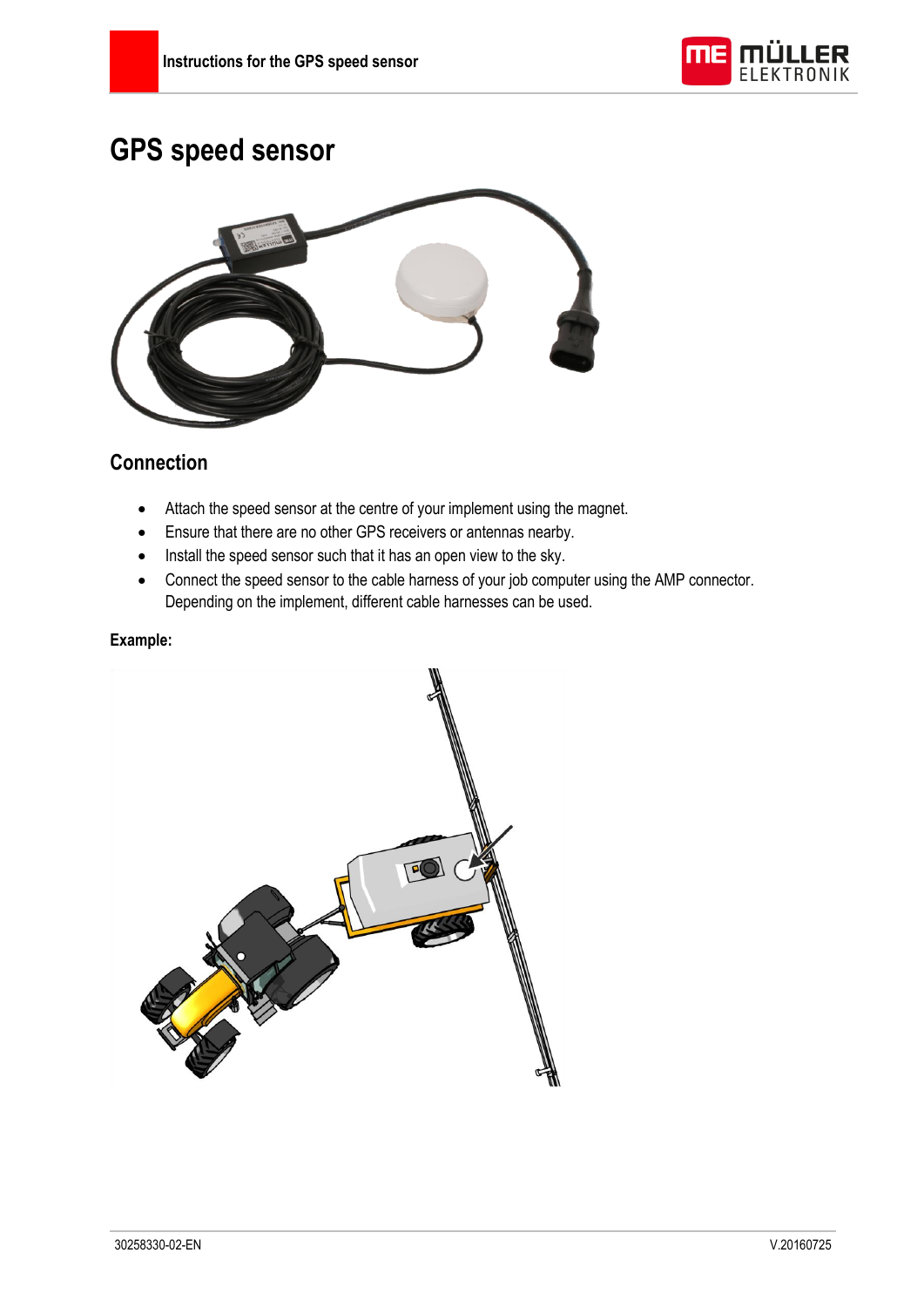# GPS speed sensor

## Connection

- Attach the speed sensor at the centre of your implement using the magnet.
- Ensure that there are no other GPS receivers or antennas nearby.
- Install the speed sensor such that it has an open view to the sky.
- Connect the speed sensor to the cable harness of your job computer using the AMP connector. Depending on the implement, different cable harnesses can be used.

**Example:**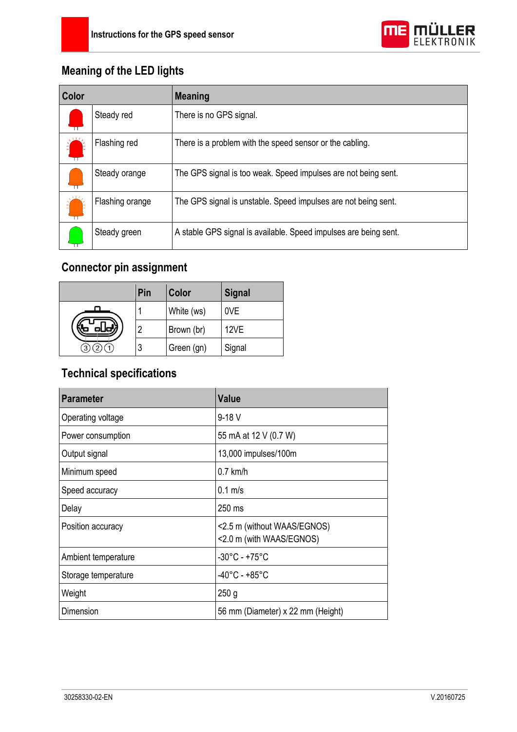## Meaning of the LED lights

| Color | | Meaning |
|---|---|---|
| | Steady red | There is no GPS signal. |
| | Flashing red | There is a problem with the speed sensor or the cabling. |
| | Steady orange | The GPS signal is too weak. Speed impulses are not being sent. |
| | Flashing orange | The GPS signal is unstable. Speed impulses are not being sent. |
| | Steady green | A stable GPS signal is available. Speed impulses are being sent. |

## Connector pin assignment

| | Pin | Color | Signal |
|---|---|---|---|
| ③②① | 1 | White (ws) | 0VE |
| | 2 | Brown (br) | 12VE |
| | 3 | Green (gn) | Signal |

## Technical specifications

| Parameter | Value |
|---|---|
| Operating voltage | 9-18 V |
| Power consumption | 55 mA at 12 V (0.7 W) |
| Output signal | 13,000 impulses/100m |
| Minimum speed | 0.7 km/h |
| Speed accuracy | 0.1 m/s |
| Delay | 250 ms |
| Position accuracy | <2.5 m (without WAAS/EGNOS)<br><2.0 m (with WAAS/EGNOS) |
| Ambient temperature | -30°C - +75°C |
| Storage temperature | -40°C - +85°C |
| Weight | 250 g |
| Dimension | 56 mm (Diameter) x 22 mm (Height) |